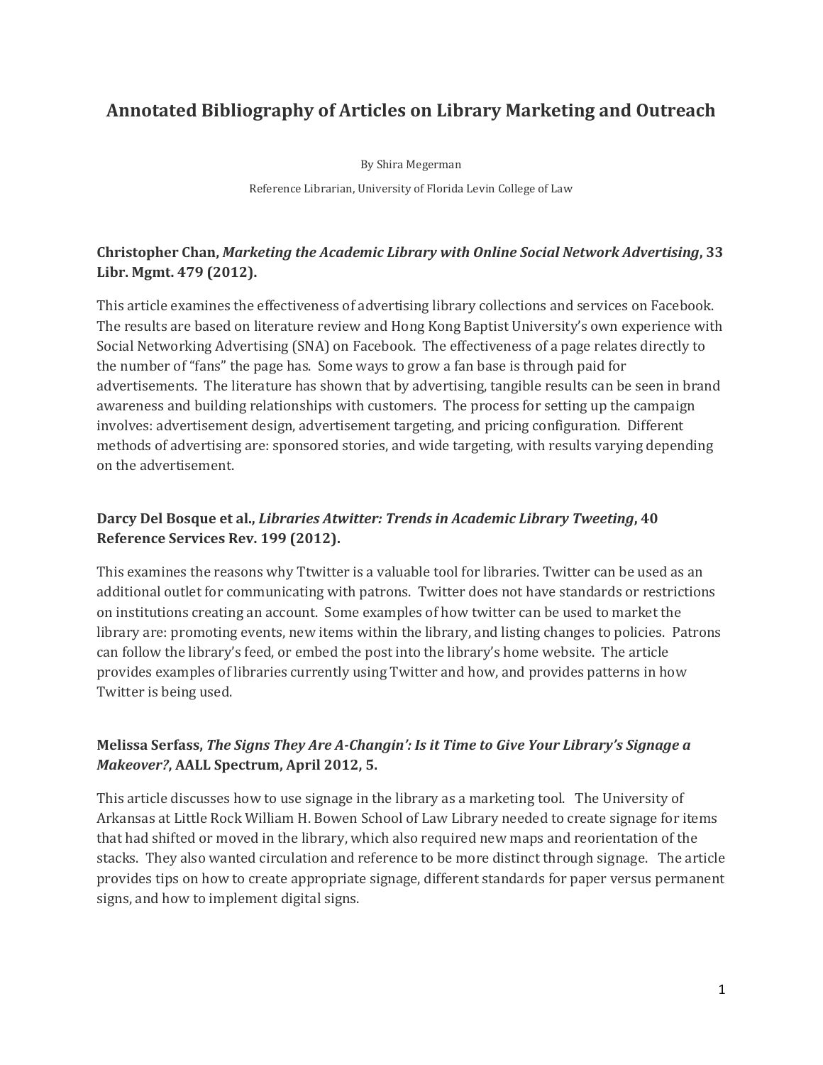# Annotated Bibliography of Articles on Library Marketing and Outreach

By Shira Megerman

Reference Librarian, University of Florida Levin College of Law

### Christopher Chan, *Marketing the Academic Library with Online Social Network Advertising*, 33 Libr. Mgmt. 479 (2012).

This article examines the effectiveness of advertising library collections and services on Facebook. The results are based on literature review and Hong Kong Baptist University's own experience with Social Networking Advertising (SNA) on Facebook. The effectiveness of a page relates directly to the number of "fans" the page has. Some ways to grow a fan base is through paid for advertisements. The literature has shown that by advertising, tangible results can be seen in brand awareness and building relationships with customers. The process for setting up the campaign involves: advertisement design, advertisement targeting, and pricing configuration. Different methods of advertising are: sponsored stories, and wide targeting, with results varying depending on the advertisement.

### Darcy Del Bosque et al., *Libraries Atwitter: Trends in Academic Library Tweeting*, 40 Reference Services Rev. 199 (2012).

This examines the reasons why Ttwitter is a valuable tool for libraries. Twitter can be used as an additional outlet for communicating with patrons. Twitter does not have standards or restrictions on institutions creating an account. Some examples of how twitter can be used to market the library are: promoting events, new items within the library, and listing changes to policies. Patrons can follow the library's feed, or embed the post into the library's home website. The article provides examples of libraries currently using Twitter and how, and provides patterns in how Twitter is being used.

### Melissa Serfass, *The Signs They Are A-Changin': Is it Time to Give Your Library's Signage a Makeover?*, AALL Spectrum, April 2012, 5.

This article discusses how to use signage in the library as a marketing tool. The University of Arkansas at Little Rock William H. Bowen School of Law Library needed to create signage for items that had shifted or moved in the library, which also required new maps and reorientation of the stacks. They also wanted circulation and reference to be more distinct through signage. The article provides tips on how to create appropriate signage, different standards for paper versus permanent signs, and how to implement digital signs.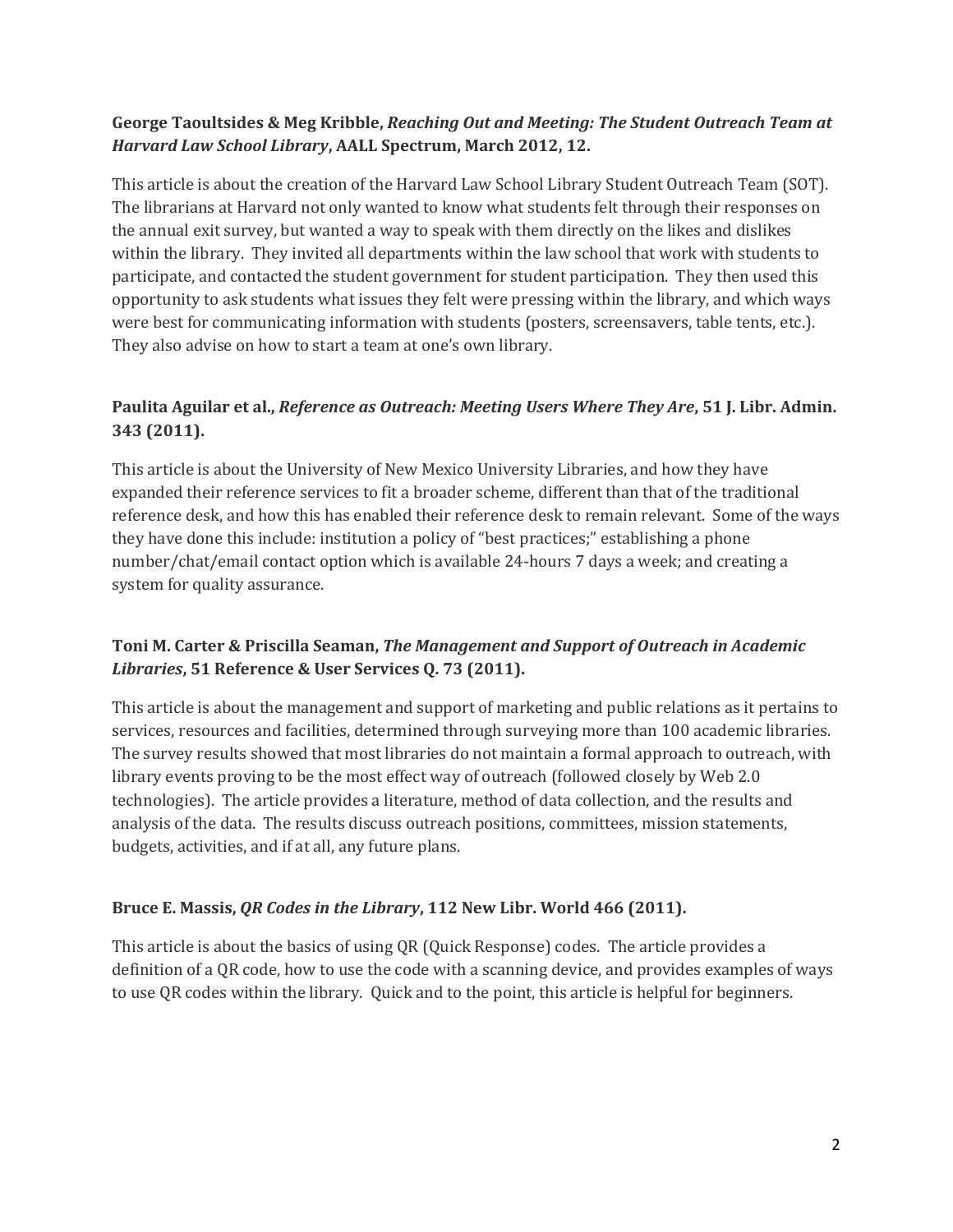**George Taoultsides & Meg Kribble, *Reaching Out and Meeting: The Student Outreach Team at Harvard Law School Library*, AALL Spectrum, March 2012, 12.**

This article is about the creation of the Harvard Law School Library Student Outreach Team (SOT). The librarians at Harvard not only wanted to know what students felt through their responses on the annual exit survey, but wanted a way to speak with them directly on the likes and dislikes within the library. They invited all departments within the law school that work with students to participate, and contacted the student government for student participation. They then used this opportunity to ask students what issues they felt were pressing within the library, and which ways were best for communicating information with students (posters, screensavers, table tents, etc.). They also advise on how to start a team at one's own library.

**Paulita Aguilar et al., *Reference as Outreach: Meeting Users Where They Are*, 51 J. Libr. Admin. 343 (2011).**

This article is about the University of New Mexico University Libraries, and how they have expanded their reference services to fit a broader scheme, different than that of the traditional reference desk, and how this has enabled their reference desk to remain relevant. Some of the ways they have done this include: institution a policy of "best practices;" establishing a phone number/chat/email contact option which is available 24-hours 7 days a week; and creating a system for quality assurance.

**Toni M. Carter & Priscilla Seaman, *The Management and Support of Outreach in Academic Libraries*, 51 Reference & User Services Q. 73 (2011).**

This article is about the management and support of marketing and public relations as it pertains to services, resources and facilities, determined through surveying more than 100 academic libraries. The survey results showed that most libraries do not maintain a formal approach to outreach, with library events proving to be the most effect way of outreach (followed closely by Web 2.0 technologies). The article provides a literature, method of data collection, and the results and analysis of the data. The results discuss outreach positions, committees, mission statements, budgets, activities, and if at all, any future plans.

**Bruce E. Massis, *QR Codes in the Library*, 112 New Libr. World 466 (2011).**

This article is about the basics of using QR (Quick Response) codes. The article provides a definition of a QR code, how to use the code with a scanning device, and provides examples of ways to use QR codes within the library. Quick and to the point, this article is helpful for beginners.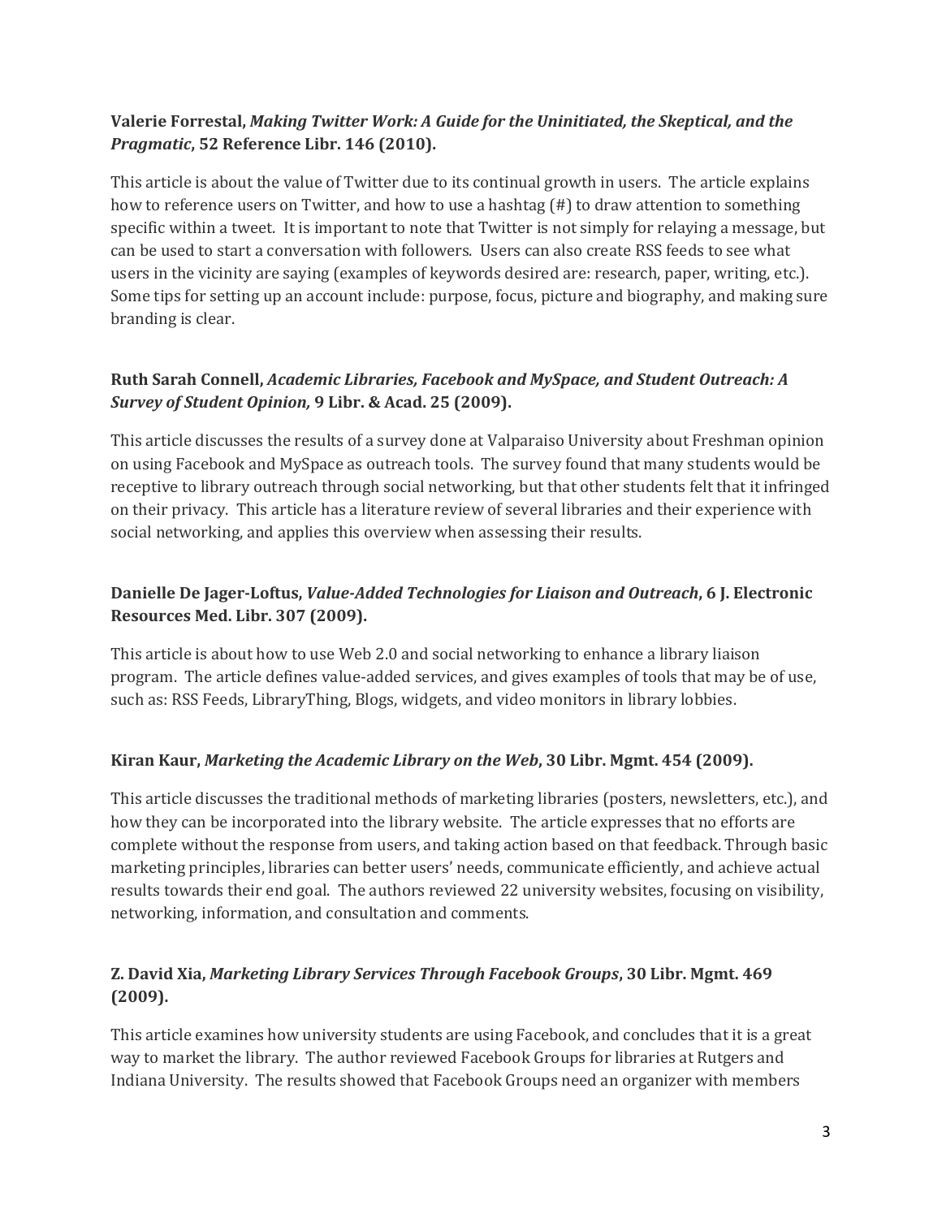**Valerie Forrestal, *Making Twitter Work: A Guide for the Uninitiated, the Skeptical, and the Pragmatic*, 52 Reference Libr. 146 (2010).**

This article is about the value of Twitter due to its continual growth in users. The article explains how to reference users on Twitter, and how to use a hashtag (#) to draw attention to something specific within a tweet. It is important to note that Twitter is not simply for relaying a message, but can be used to start a conversation with followers. Users can also create RSS feeds to see what users in the vicinity are saying (examples of keywords desired are: research, paper, writing, etc.). Some tips for setting up an account include: purpose, focus, picture and biography, and making sure branding is clear.

**Ruth Sarah Connell, *Academic Libraries, Facebook and MySpace, and Student Outreach: A Survey of Student Opinion,* 9 Libr. & Acad. 25 (2009).**

This article discusses the results of a survey done at Valparaiso University about Freshman opinion on using Facebook and MySpace as outreach tools. The survey found that many students would be receptive to library outreach through social networking, but that other students felt that it infringed on their privacy. This article has a literature review of several libraries and their experience with social networking, and applies this overview when assessing their results.

**Danielle De Jager-Loftus, *Value-Added Technologies for Liaison and Outreach*, 6 J. Electronic Resources Med. Libr. 307 (2009).**

This article is about how to use Web 2.0 and social networking to enhance a library liaison program. The article defines value-added services, and gives examples of tools that may be of use, such as: RSS Feeds, LibraryThing, Blogs, widgets, and video monitors in library lobbies.

**Kiran Kaur, *Marketing the Academic Library on the Web*, 30 Libr. Mgmt. 454 (2009).**

This article discusses the traditional methods of marketing libraries (posters, newsletters, etc.), and how they can be incorporated into the library website. The article expresses that no efforts are complete without the response from users, and taking action based on that feedback. Through basic marketing principles, libraries can better users' needs, communicate efficiently, and achieve actual results towards their end goal. The authors reviewed 22 university websites, focusing on visibility, networking, information, and consultation and comments.

**Z. David Xia, *Marketing Library Services Through Facebook Groups*, 30 Libr. Mgmt. 469 (2009).**

This article examines how university students are using Facebook, and concludes that it is a great way to market the library. The author reviewed Facebook Groups for libraries at Rutgers and Indiana University. The results showed that Facebook Groups need an organizer with members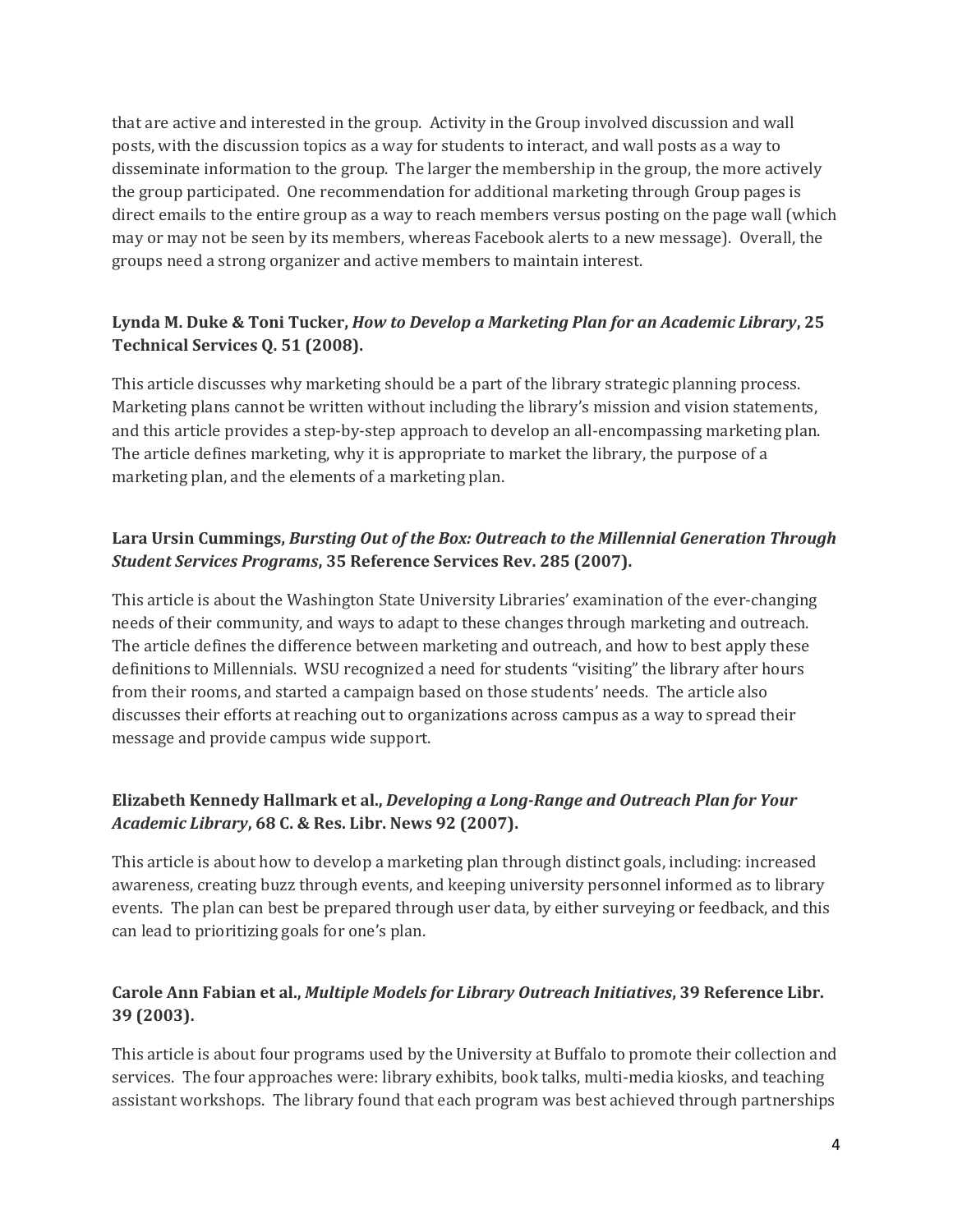that are active and interested in the group. Activity in the Group involved discussion and wall posts, with the discussion topics as a way for students to interact, and wall posts as a way to disseminate information to the group. The larger the membership in the group, the more actively the group participated. One recommendation for additional marketing through Group pages is direct emails to the entire group as a way to reach members versus posting on the page wall (which may or may not be seen by its members, whereas Facebook alerts to a new message). Overall, the groups need a strong organizer and active members to maintain interest.

**Lynda M. Duke & Toni Tucker, *How to Develop a Marketing Plan for an Academic Library*, 25 Technical Services Q. 51 (2008).**

This article discusses why marketing should be a part of the library strategic planning process. Marketing plans cannot be written without including the library's mission and vision statements, and this article provides a step-by-step approach to develop an all-encompassing marketing plan. The article defines marketing, why it is appropriate to market the library, the purpose of a marketing plan, and the elements of a marketing plan.

**Lara Ursin Cummings, *Bursting Out of the Box: Outreach to the Millennial Generation Through Student Services Programs*, 35 Reference Services Rev. 285 (2007).**

This article is about the Washington State University Libraries' examination of the ever-changing needs of their community, and ways to adapt to these changes through marketing and outreach. The article defines the difference between marketing and outreach, and how to best apply these definitions to Millennials. WSU recognized a need for students "visiting" the library after hours from their rooms, and started a campaign based on those students' needs. The article also discusses their efforts at reaching out to organizations across campus as a way to spread their message and provide campus wide support.

**Elizabeth Kennedy Hallmark et al., *Developing a Long-Range and Outreach Plan for Your Academic Library*, 68 C. & Res. Libr. News 92 (2007).**

This article is about how to develop a marketing plan through distinct goals, including: increased awareness, creating buzz through events, and keeping university personnel informed as to library events. The plan can best be prepared through user data, by either surveying or feedback, and this can lead to prioritizing goals for one's plan.

**Carole Ann Fabian et al., *Multiple Models for Library Outreach Initiatives*, 39 Reference Libr. 39 (2003).**

This article is about four programs used by the University at Buffalo to promote their collection and services. The four approaches were: library exhibits, book talks, multi-media kiosks, and teaching assistant workshops. The library found that each program was best achieved through partnerships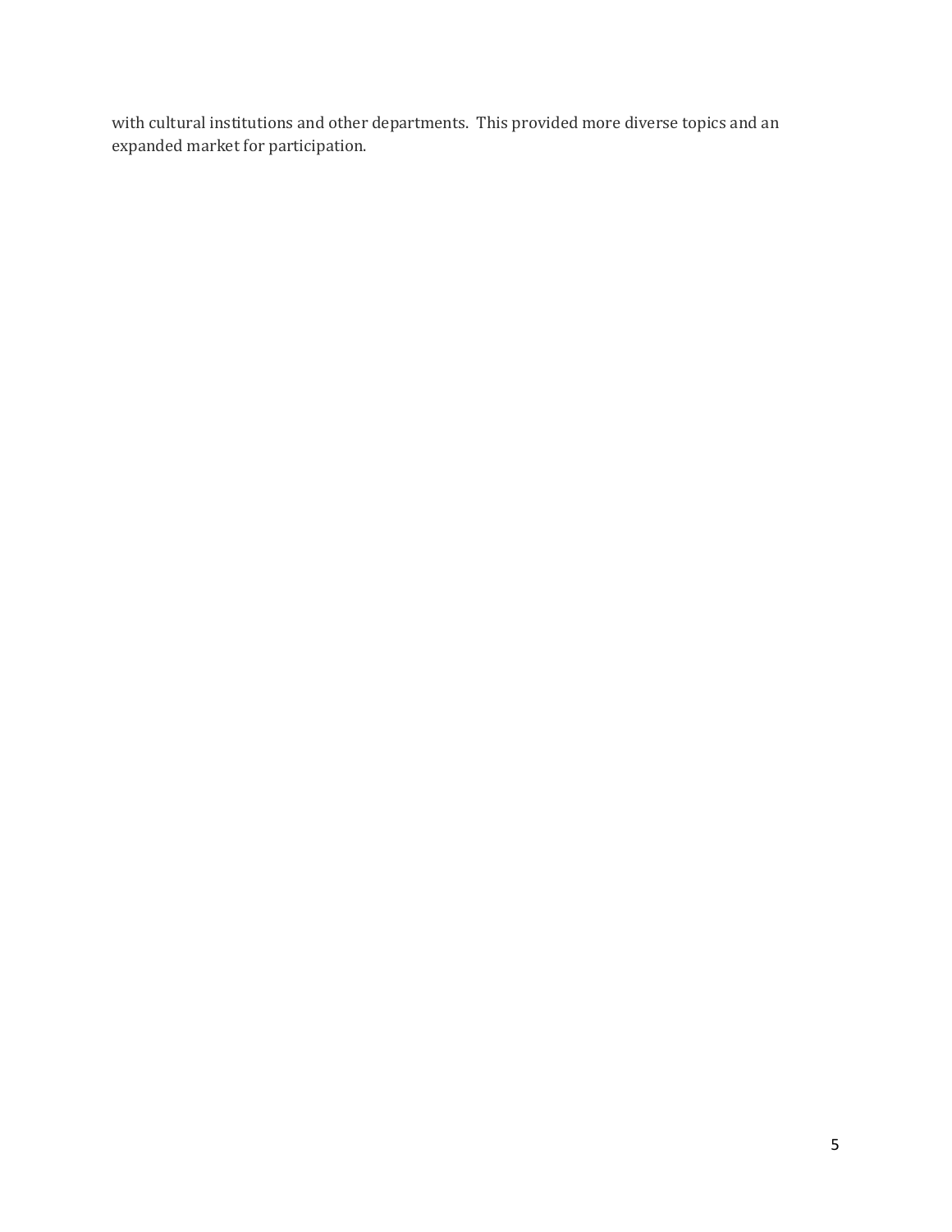with cultural institutions and other departments.  This provided more diverse topics and an expanded market for participation.